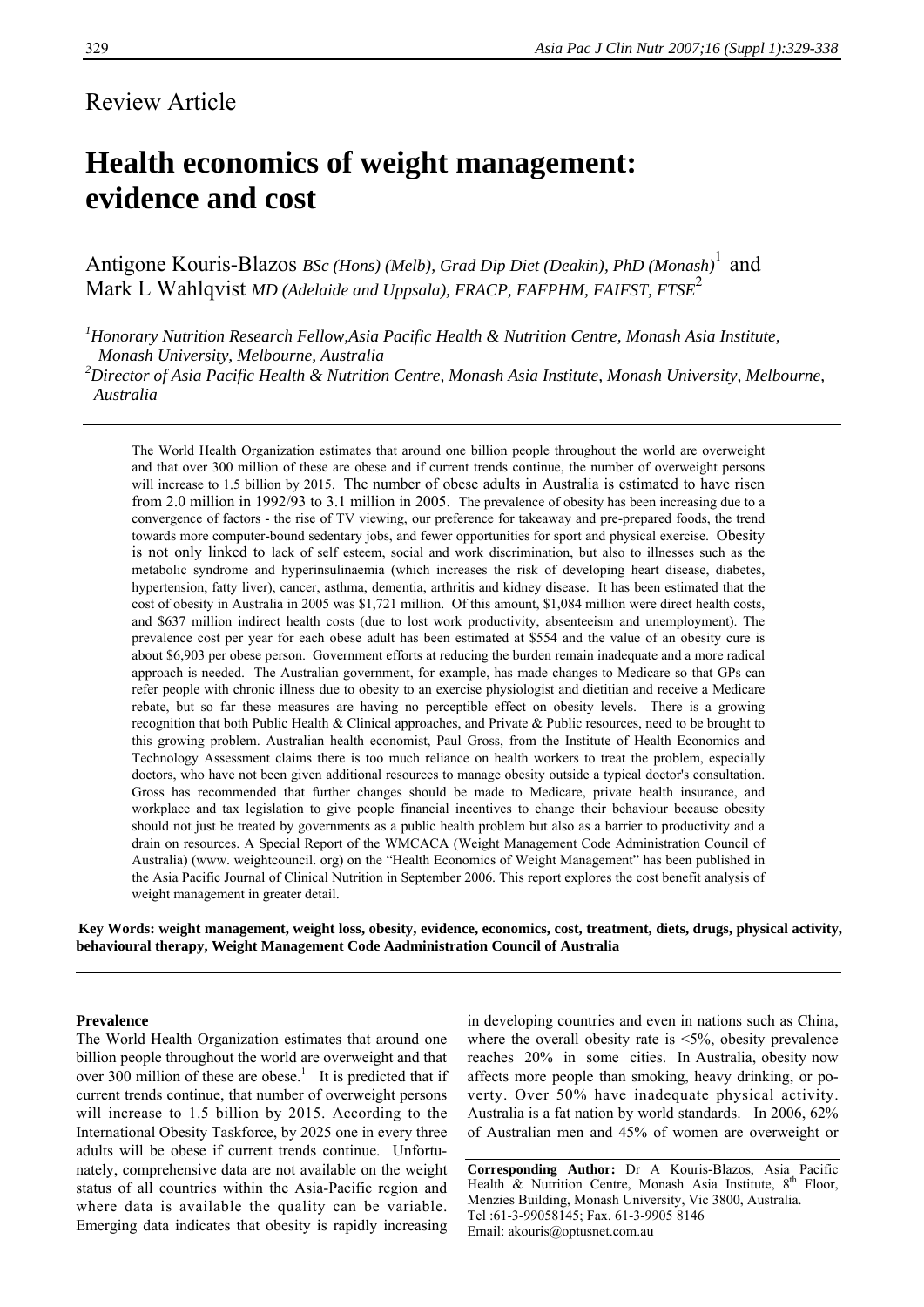Review Article

# Health economics of weight management: evidence and cost

Antigone Kouris-Blazos *BSc (Hons) (Melb), Grad Dip Diet (Deakin), PhD (Monash)*[1] and Mark L Wahlqvist *MD (Adelaide and Uppsala), FRACP, FAFPHM, FAIFST, FTSE*[2]

[1]*Honorary Nutrition Research Fellow,Asia Pacific Health & Nutrition Centre, Monash Asia Institute, Monash University, Melbourne, Australia*

[2]*Director of Asia Pacific Health & Nutrition Centre, Monash Asia Institute, Monash University, Melbourne, Australia*

The World Health Organization estimates that around one billion people throughout the world are overweight and that over 300 million of these are obese and if current trends continue, the number of overweight persons will increase to 1.5 billion by 2015. The number of obese adults in Australia is estimated to have risen from 2.0 million in 1992/93 to 3.1 million in 2005. The prevalence of obesity has been increasing due to a convergence of factors - the rise of TV viewing, our preference for takeaway and pre-prepared foods, the trend towards more computer-bound sedentary jobs, and fewer opportunities for sport and physical exercise. Obesity is not only linked to lack of self esteem, social and work discrimination, but also to illnesses such as the metabolic syndrome and hyperinsulinaemia (which increases the risk of developing heart disease, diabetes, hypertension, fatty liver), cancer, asthma, dementia, arthritis and kidney disease. It has been estimated that the cost of obesity in Australia in 2005 was $1,721 million. Of this amount, $1,084 million were direct health costs, and $637 million indirect health costs (due to lost work productivity, absenteeism and unemployment). The prevalence cost per year for each obese adult has been estimated at $554 and the value of an obesity cure is about $6,903 per obese person. Government efforts at reducing the burden remain inadequate and a more radical approach is needed. The Australian government, for example, has made changes to Medicare so that GPs can refer people with chronic illness due to obesity to an exercise physiologist and dietitian and receive a Medicare rebate, but so far these measures are having no perceptible effect on obesity levels. There is a growing recognition that both Public Health & Clinical approaches, and Private & Public resources, need to be brought to this growing problem. Australian health economist, Paul Gross, from the Institute of Health Economics and Technology Assessment claims there is too much reliance on health workers to treat the problem, especially doctors, who have not been given additional resources to manage obesity outside a typical doctor's consultation. Gross has recommended that further changes should be made to Medicare, private health insurance, and workplace and tax legislation to give people financial incentives to change their behaviour because obesity should not just be treated by governments as a public health problem but also as a barrier to productivity and a drain on resources. A Special Report of the WMCACA (Weight Management Code Administration Council of Australia) (www. weightcouncil. org) on the "Health Economics of Weight Management" has been published in the Asia Pacific Journal of Clinical Nutrition in September 2006. This report explores the cost benefit analysis of weight management in greater detail.

**Key Words: weight management, weight loss, obesity, evidence, economics, cost, treatment, diets, drugs, physical activity, behavioural therapy, Weight Management Code Aadministration Council of Australia**

## Prevalence

The World Health Organization estimates that around one billion people throughout the world are overweight and that over 300 million of these are obese.[1] It is predicted that if current trends continue, that number of overweight persons will increase to 1.5 billion by 2015. According to the International Obesity Taskforce, by 2025 one in every three adults will be obese if current trends continue. Unfortunately, comprehensive data are not available on the weight status of all countries within the Asia-Pacific region and where data is available the quality can be variable. Emerging data indicates that obesity is rapidly increasing in developing countries and even in nations such as China, where the overall obesity rate is <5%, obesity prevalence reaches 20% in some cities. In Australia, obesity now affects more people than smoking, heavy drinking, or poverty. Over 50% have inadequate physical activity. Australia is a fat nation by world standards. In 2006, 62% of Australian men and 45% of women are overweight or

**Corresponding Author:** Dr A Kouris-Blazos, Asia Pacific Health & Nutrition Centre, Monash Asia Institute, 8th Floor, Menzies Building, Monash University, Vic 3800, Australia.
Tel :61-3-99058145; Fax. 61-3-9905 8146
Email: akouris@optusnet.com.au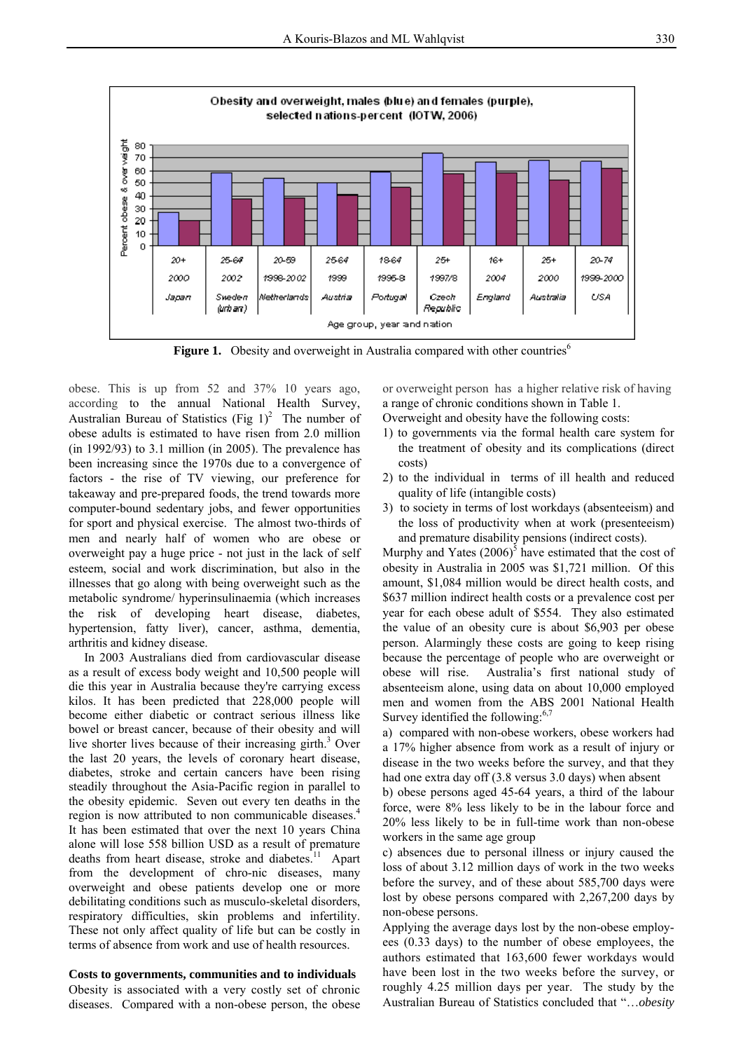Figure 1. Obesity and overweight in Australia compared with other countries[6]

obese. This is up from 52 and 37% 10 years ago, according to the annual National Health Survey, Australian Bureau of Statistics (Fig 1)[2] The number of obese adults is estimated to have risen from 2.0 million (in 1992/93) to 3.1 million (in 2005). The prevalence has been increasing since the 1970s due to a convergence of factors - the rise of TV viewing, our preference for takeaway and pre-prepared foods, the trend towards more computer-bound sedentary jobs, and fewer opportunities for sport and physical exercise. The almost two-thirds of men and nearly half of women who are obese or overweight pay a huge price - not just in the lack of self esteem, social and work discrimination, but also in the illnesses that go along with being overweight such as the metabolic syndrome/ hyperinsulinaemia (which increases the risk of developing heart disease, diabetes, hypertension, fatty liver), cancer, asthma, dementia, arthritis and kidney disease.

In 2003 Australians died from cardiovascular disease as a result of excess body weight and 10,500 people will die this year in Australia because they're carrying excess kilos. It has been predicted that 228,000 people will become either diabetic or contract serious illness like bowel or breast cancer, because of their obesity and will live shorter lives because of their increasing girth.[3] Over the last 20 years, the levels of coronary heart disease, diabetes, stroke and certain cancers have been rising steadily throughout the Asia-Pacific region in parallel to the obesity epidemic. Seven out every ten deaths in the region is now attributed to non communicable diseases.[4] It has been estimated that over the next 10 years China alone will lose 558 billion USD as a result of premature deaths from heart disease, stroke and diabetes.[11] Apart from the development of chro-nic diseases, many overweight and obese patients develop one or more debilitating conditions such as musculo-skeletal disorders, respiratory difficulties, skin problems and infertility. These not only affect quality of life but can be costly in terms of absence from work and use of health resources.

**Costs to governments, communities and to individuals**

Obesity is associated with a very costly set of chronic diseases. Compared with a non-obese person, the obese or overweight person has a higher relative risk of having a range of chronic conditions shown in Table 1.

Overweight and obesity have the following costs:

1) to governments via the formal health care system for the treatment of obesity and its complications (direct costs)
2) to the individual in terms of ill health and reduced quality of life (intangible costs)
3) to society in terms of lost workdays (absenteeism) and the loss of productivity when at work (presenteeism) and premature disability pensions (indirect costs).

Murphy and Yates (2006)[5] have estimated that the cost of obesity in Australia in 2005 was $1,721 million. Of this amount, $1,084 million would be direct health costs, and $637 million indirect health costs or a prevalence cost per year for each obese adult of $554. They also estimated the value of an obesity cure is about $6,903 per obese person. Alarmingly these costs are going to keep rising because the percentage of people who are overweight or obese will rise. Australia's first national study of absenteeism alone, using data on about 10,000 employed men and women from the ABS 2001 National Health Survey identified the following:[6,7]

a) compared with non-obese workers, obese workers had a 17% higher absence from work as a result of injury or disease in the two weeks before the survey, and that they had one extra day off (3.8 versus 3.0 days) when absent

b) obese persons aged 45-64 years, a third of the labour force, were 8% less likely to be in the labour force and 20% less likely to be in full-time work than non-obese workers in the same age group

c) absences due to personal illness or injury caused the loss of about 3.12 million days of work in the two weeks before the survey, and of these about 585,700 days were lost by obese persons compared with 2,267,200 days by non-obese persons.

Applying the average days lost by the non-obese employ-ees (0.33 days) to the number of obese employees, the authors estimated that 163,600 fewer workdays would have been lost in the two weeks before the survey, or roughly 4.25 million days per year. The study by the Australian Bureau of Statistics concluded that "…*obesity*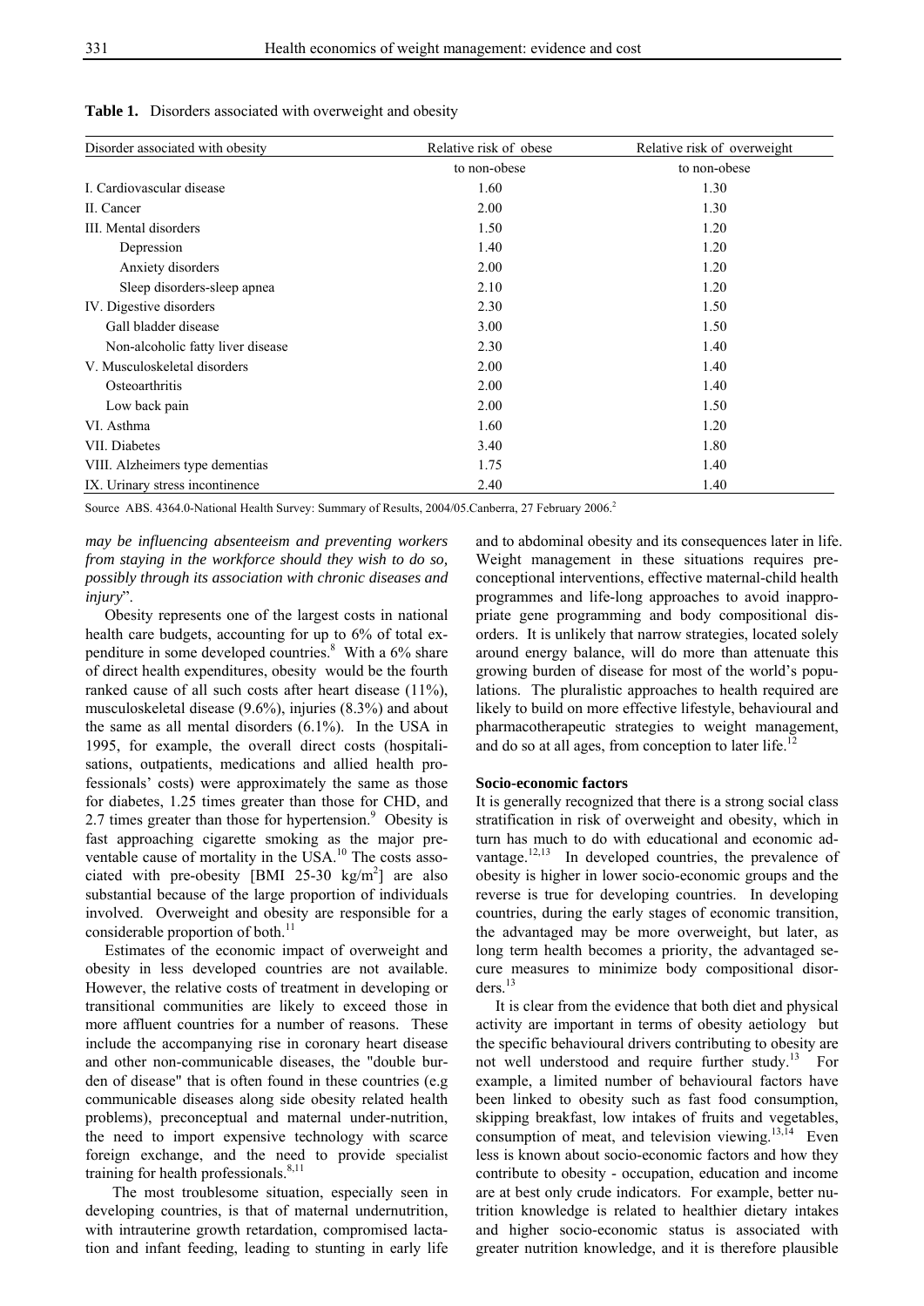**Table 1.** Disorders associated with overweight and obesity

| Disorder associated with obesity | Relative risk of obese to non-obese | Relative risk of overweight to non-obese |
|---|---|---|
| I. Cardiovascular disease | 1.60 | 1.30 |
| II. Cancer | 2.00 | 1.30 |
| III. Mental disorders | 1.50 | 1.20 |
| Depression | 1.40 | 1.20 |
| Anxiety disorders | 2.00 | 1.20 |
| Sleep disorders-sleep apnea | 2.10 | 1.20 |
| IV. Digestive disorders | 2.30 | 1.50 |
| Gall bladder disease | 3.00 | 1.50 |
| Non-alcoholic fatty liver disease | 2.30 | 1.40 |
| V. Musculoskeletal disorders | 2.00 | 1.40 |
| Osteoarthritis | 2.00 | 1.40 |
| Low back pain | 2.00 | 1.50 |
| VI. Asthma | 1.60 | 1.20 |
| VII. Diabetes | 3.40 | 1.80 |
| VIII. Alzheimers type dementias | 1.75 | 1.40 |
| IX. Urinary stress incontinence | 2.40 | 1.40 |

Source ABS. 4364.0-National Health Survey: Summary of Results, 2004/05.Canberra, 27 February 2006.[2]

*may be influencing absenteeism and preventing workers from staying in the workforce should they wish to do so, possibly through its association with chronic diseases and injury*".

Obesity represents one of the largest costs in national health care budgets, accounting for up to 6% of total expenditure in some developed countries.[8] With a 6% share of direct health expenditures, obesity would be the fourth ranked cause of all such costs after heart disease (11%), musculoskeletal disease (9.6%), injuries (8.3%) and about the same as all mental disorders (6.1%). In the USA in 1995, for example, the overall direct costs (hospitalisations, outpatients, medications and allied health professionals' costs) were approximately the same as those for diabetes, 1.25 times greater than those for CHD, and 2.7 times greater than those for hypertension.[9] Obesity is fast approaching cigarette smoking as the major preventable cause of mortality in the USA.[10] The costs associated with pre-obesity [BMI 25-30 kg/m$^2$] are also substantial because of the large proportion of individuals involved. Overweight and obesity are responsible for a considerable proportion of both.[11]

Estimates of the economic impact of overweight and obesity in less developed countries are not available. However, the relative costs of treatment in developing or transitional communities are likely to exceed those in more affluent countries for a number of reasons. These include the accompanying rise in coronary heart disease and other non-communicable diseases, the "double burden of disease" that is often found in these countries (e.g communicable diseases along side obesity related health problems), preconceptual and maternal under-nutrition, the need to import expensive technology with scarce foreign exchange, and the need to provide specialist training for health professionals.[8,11]

The most troublesome situation, especially seen in developing countries, is that of maternal undernutrition, with intrauterine growth retardation, compromised lactation and infant feeding, leading to stunting in early life and to abdominal obesity and its consequences later in life. Weight management in these situations requires preconceptional interventions, effective maternal-child health programmes and life-long approaches to avoid inappropriate gene programming and body compositional disorders. It is unlikely that narrow strategies, located solely around energy balance, will do more than attenuate this growing burden of disease for most of the world's populations. The pluralistic approaches to health required are likely to build on more effective lifestyle, behavioural and pharmacotherapeutic strategies to weight management, and do so at all ages, from conception to later life.[12]

### Socio-economic factors

It is generally recognized that there is a strong social class stratification in risk of overweight and obesity, which in turn has much to do with educational and economic advantage.[12,13] In developed countries, the prevalence of obesity is higher in lower socio-economic groups and the reverse is true for developing countries. In developing countries, during the early stages of economic transition, the advantaged may be more overweight, but later, as long term health becomes a priority, the advantaged secure measures to minimize body compositional disorders.[13]

It is clear from the evidence that both diet and physical activity are important in terms of obesity aetiology but the specific behavioural drivers contributing to obesity are not well understood and require further study.[13] For example, a limited number of behavioural factors have been linked to obesity such as fast food consumption, skipping breakfast, low intakes of fruits and vegetables, consumption of meat, and television viewing.[13,14] Even less is known about socio-economic factors and how they contribute to obesity - occupation, education and income are at best only crude indicators. For example, better nutrition knowledge is related to healthier dietary intakes and higher socio-economic status is associated with greater nutrition knowledge, and it is therefore plausible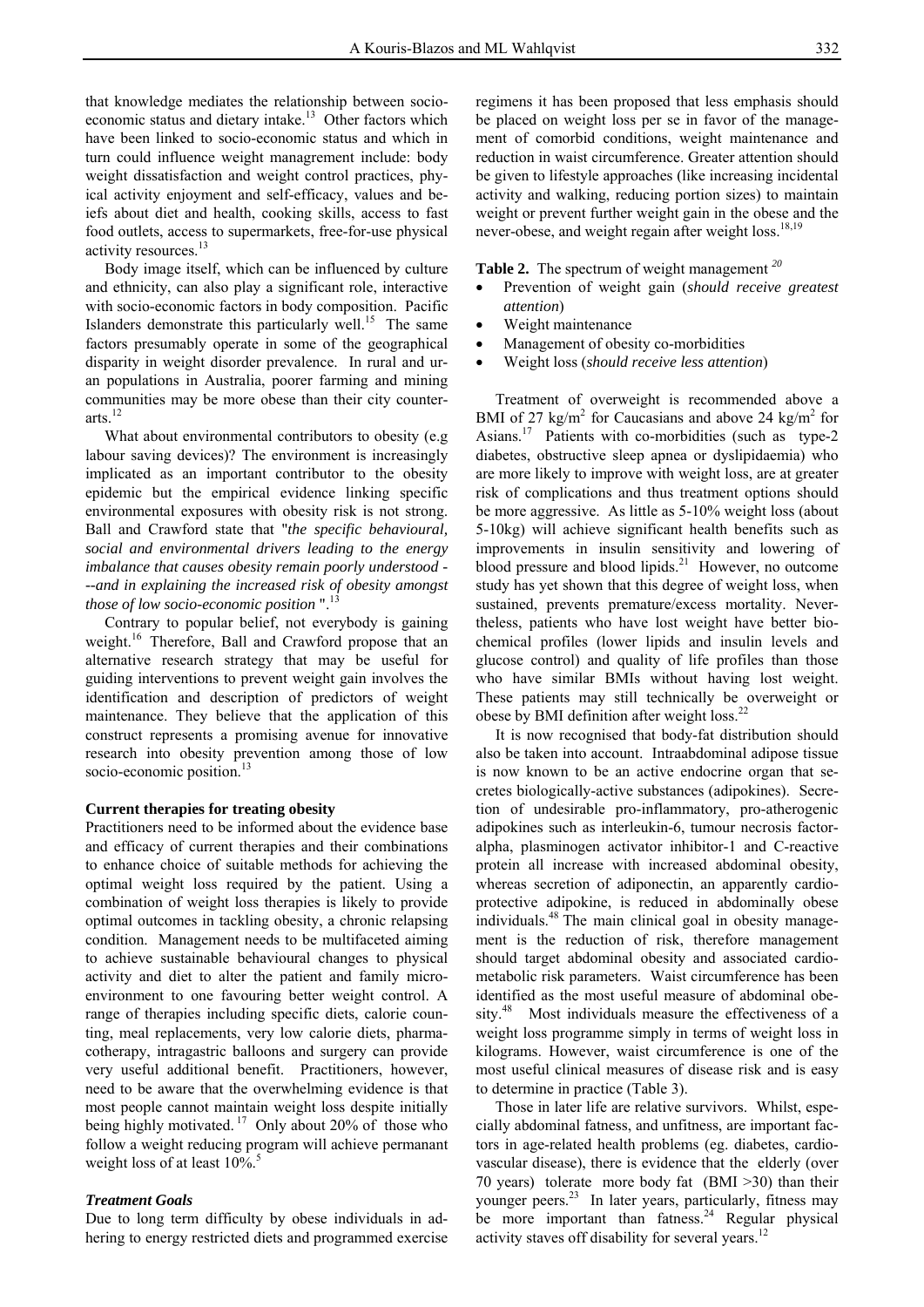that knowledge mediates the relationship between socio-economic status and dietary intake.[13] Other factors which have been linked to socio-economic status and which in turn could influence weight managrement include: body weight dissatisfaction and weight control practices, physical activity enjoyment and self-efficacy, values and beiefs about diet and health, cooking skills, access to fast food outlets, access to supermarkets, free-for-use physical activity resources.[13]

Body image itself, which can be influenced by culture and ethnicity, can also play a significant role, interactive with socio-economic factors in body composition. Pacific Islanders demonstrate this particularly well.[15] The same factors presumably operate in some of the geographical disparity in weight disorder prevalence. In rural and urban populations in Australia, poorer farming and mining communities may be more obese than their city counterarts.[12]

What about environmental contributors to obesity (e.g labour saving devices)? The environment is increasingly implicated as an important contributor to the obesity epidemic but the empirical evidence linking specific environmental exposures with obesity risk is not strong. Ball and Crawford state that "*the specific behavioural, social and environmental drivers leading to the energy imbalance that causes obesity remain poorly understood ----and in explaining the increased risk of obesity amongst those of low socio-economic position* ".[13]

Contrary to popular belief, not everybody is gaining weight.[16] Therefore, Ball and Crawford propose that an alternative research strategy that may be useful for guiding interventions to prevent weight gain involves the identification and description of predictors of weight maintenance. They believe that the application of this construct represents a promising avenue for innovative research into obesity prevention among those of low socio-economic position.[13]

**Current therapies for treating obesity**

Practitioners need to be informed about the evidence base and efficacy of current therapies and their combinations to enhance choice of suitable methods for achieving the optimal weight loss required by the patient. Using a combination of weight loss therapies is likely to provide optimal outcomes in tackling obesity, a chronic relapsing condition. Management needs to be multifaceted aiming to achieve sustainable behavioural changes to physical activity and diet to alter the patient and family micro-environment to one favouring better weight control. A range of therapies including specific diets, calorie counting, meal replacements, very low calorie diets, pharmacotherapy, intragastric balloons and surgery can provide very useful additional benefit. Practitioners, however, need to be aware that the overwhelming evidence is that most people cannot maintain weight loss despite initially being highly motivated.[17] Only about 20% of those who follow a weight reducing program will achieve permanant weight loss of at least 10%.[5]

***Treatment Goals***

Due to long term difficulty by obese individuals in adhering to energy restricted diets and programmed exercise regimens it has been proposed that less emphasis should be placed on weight loss per se in favor of the management of comorbid conditions, weight maintenance and reduction in waist circumference. Greater attention should be given to lifestyle approaches (like increasing incidental activity and walking, reducing portion sizes) to maintain weight or prevent further weight gain in the obese and the never-obese, and weight regain after weight loss.[18,19]

**Table 2.** The spectrum of weight management [20]

- Prevention of weight gain (*should receive greatest attention*)
- Weight maintenance
- Management of obesity co-morbidities
- Weight loss (*should receive less attention*)

Treatment of overweight is recommended above a BMI of 27 $kg/m^2$ for Caucasians and above 24 $kg/m^2$ for Asians.[17] Patients with co-morbidities (such as type-2 diabetes, obstructive sleep apnea or dyslipidaemia) who are more likely to improve with weight loss, are at greater risk of complications and thus treatment options should be more aggressive. As little as 5-10% weight loss (about 5-10kg) will achieve significant health benefits such as improvements in insulin sensitivity and lowering of blood pressure and blood lipids.[21] However, no outcome study has yet shown that this degree of weight loss, when sustained, prevents premature/excess mortality. Nevertheless, patients who have lost weight have better biochemical profiles (lower lipids and insulin levels and glucose control) and quality of life profiles than those who have similar BMIs without having lost weight. These patients may still technically be overweight or obese by BMI definition after weight loss.[22]

It is now recognised that body-fat distribution should also be taken into account. Intraabdominal adipose tissue is now known to be an active endocrine organ that secretes biologically-active substances (adipokines). Secretion of undesirable pro-inflammatory, pro-atherogenic adipokines such as interleukin-6, tumour necrosis factor-alpha, plasminogen activator inhibitor-1 and C-reactive protein all increase with increased abdominal obesity, whereas secretion of adiponectin, an apparently cardio-protective adipokine, is reduced in abdominally obese individuals.[48] The main clinical goal in obesity management is the reduction of risk, therefore management should target abdominal obesity and associated cardio-metabolic risk parameters. Waist circumference has been identified as the most useful measure of abdominal obesity.[48] Most individuals measure the effectiveness of a weight loss programme simply in terms of weight loss in kilograms. However, waist circumference is one of the most useful clinical measures of disease risk and is easy to determine in practice (Table 3).

Those in later life are relative survivors. Whilst, especially abdominal fatness, and unfitness, are important factors in age-related health problems (eg. diabetes, cardiovascular disease), there is evidence that the elderly (over 70 years) tolerate more body fat (BMI >30) than their younger peers.[23] In later years, particularly, fitness may be more important than fatness.[24] Regular physical activity staves off disability for several years.[12]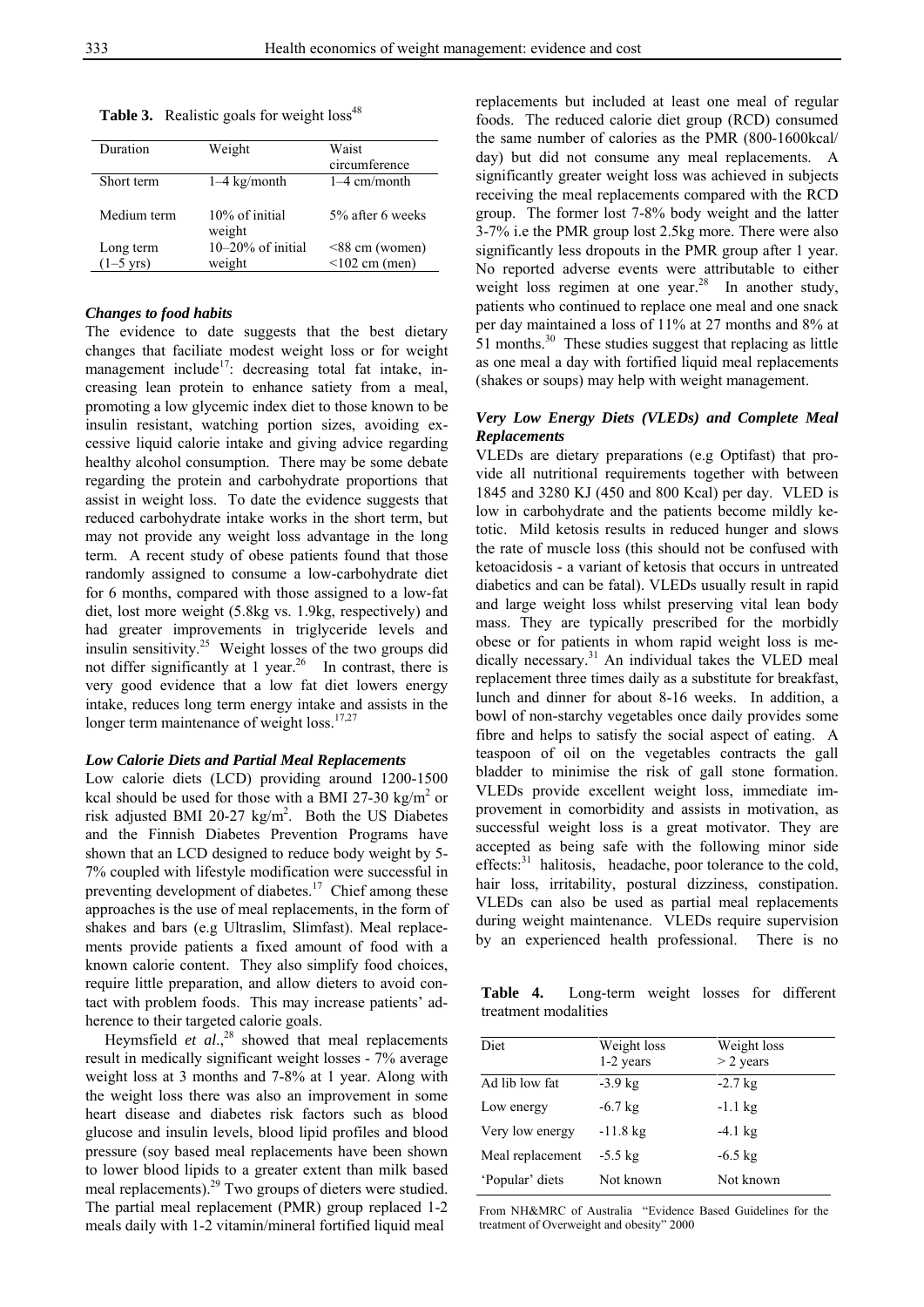**Table 3.** Realistic goals for weight loss[48]

| Duration | Weight | Waist circumference |
|---|---|---|
| Short term | 1–4 kg/month | 1–4 cm/month |
| Medium term | 10% of initial weight | 5% after 6 weeks |
| Long term (1–5 yrs) | 10–20% of initial weight | <88 cm (women) <102 cm (men) |

### *Changes to food habits*

The evidence to date suggests that the best dietary changes that faciliate modest weight loss or for weight management include[17]: decreasing total fat intake, increasing lean protein to enhance satiety from a meal, promoting a low glycemic index diet to those known to be insulin resistant, watching portion sizes, avoiding excessive liquid calorie intake and giving advice regarding healthy alcohol consumption. There may be some debate regarding the protein and carbohydrate proportions that assist in weight loss. To date the evidence suggests that reduced carbohydrate intake works in the short term, but may not provide any weight loss advantage in the long term. A recent study of obese patients found that those randomly assigned to consume a low-carbohydrate diet for 6 months, compared with those assigned to a low-fat diet, lost more weight (5.8kg vs. 1.9kg, respectively) and had greater improvements in triglyceride levels and insulin sensitivity.[25] Weight losses of the two groups did not differ significantly at 1 year.[26] In contrast, there is very good evidence that a low fat diet lowers energy intake, reduces long term energy intake and assists in the longer term maintenance of weight loss.[17,27]

### *Low Calorie Diets and Partial Meal Replacements*

Low calorie diets (LCD) providing around 1200-1500 kcal should be used for those with a BMI 27-30 kg/m$^2$ or risk adjusted BMI 20-27 kg/m$^2$. Both the US Diabetes and the Finnish Diabetes Prevention Programs have shown that an LCD designed to reduce body weight by 5-7% coupled with lifestyle modification were successful in preventing development of diabetes.[17] Chief among these approaches is the use of meal replacements, in the form of shakes and bars (e.g Ultraslim, Slimfast). Meal replacements provide patients a fixed amount of food with a known calorie content. They also simplify food choices, require little preparation, and allow dieters to avoid contact with problem foods. This may increase patients' adherence to their targeted calorie goals.

Heymsfield *et al*.,[28] showed that meal replacements result in medically significant weight losses - 7% average weight loss at 3 months and 7-8% at 1 year. Along with the weight loss there was also an improvement in some heart disease and diabetes risk factors such as blood glucose and insulin levels, blood lipid profiles and blood pressure (soy based meal replacements have been shown to lower blood lipids to a greater extent than milk based meal replacements).[29] Two groups of dieters were studied. The partial meal replacement (PMR) group replaced 1-2 meals daily with 1-2 vitamin/mineral fortified liquid meal replacements but included at least one meal of regular foods. The reduced calorie diet group (RCD) consumed the same number of calories as the PMR (800-1600kcal/day) but did not consume any meal replacements. A significantly greater weight loss was achieved in subjects receiving the meal replacements compared with the RCD group. The former lost 7-8% body weight and the latter 3-7% i.e the PMR group lost 2.5kg more. There were also significantly less dropouts in the PMR group after 1 year. No reported adverse events were attributable to either weight loss regimen at one year.[28] In another study, patients who continued to replace one meal and one snack per day maintained a loss of 11% at 27 months and 8% at 51 months.[30] These studies suggest that replacing as little as one meal a day with fortified liquid meal replacements (shakes or soups) may help with weight management.

### *Very Low Energy Diets (VLEDs) and Complete Meal Replacements*

VLEDs are dietary preparations (e.g Optifast) that provide all nutritional requirements together with between 1845 and 3280 KJ (450 and 800 Kcal) per day. VLED is low in carbohydrate and the patients become mildly ketotic. Mild ketosis results in reduced hunger and slows the rate of muscle loss (this should not be confused with ketoacidosis - a variant of ketosis that occurs in untreated diabetics and can be fatal). VLEDs usually result in rapid and large weight loss whilst preserving vital lean body mass. They are typically prescribed for the morbidly obese or for patients in whom rapid weight loss is medically necessary.[31] An individual takes the VLED meal replacement three times daily as a substitute for breakfast, lunch and dinner for about 8-16 weeks. In addition, a bowl of non-starchy vegetables once daily provides some fibre and helps to satisfy the social aspect of eating. A teaspoon of oil on the vegetables contracts the gall bladder to minimise the risk of gall stone formation. VLEDs provide excellent weight loss, immediate improvement in comorbidity and assists in motivation, as successful weight loss is a great motivator. They are accepted as being safe with the following minor side effects:[31] halitosis, headache, poor tolerance to the cold, hair loss, irritability, postural dizziness, constipation. VLEDs can also be used as partial meal replacements during weight maintenance. VLEDs require supervision by an experienced health professional. There is no

**Table 4.** Long-term weight losses for different treatment modalities

| Diet | Weight loss 1-2 years | Weight loss > 2 years |
|---|---|---|
| Ad lib low fat | -3.9 kg | -2.7 kg |
| Low energy | -6.7 kg | -1.1 kg |
| Very low energy | -11.8 kg | -4.1 kg |
| Meal replacement | -5.5 kg | -6.5 kg |
| 'Popular' diets | Not known | Not known |

From NH&MRC of Australia "Evidence Based Guidelines for the treatment of Overweight and obesity" 2000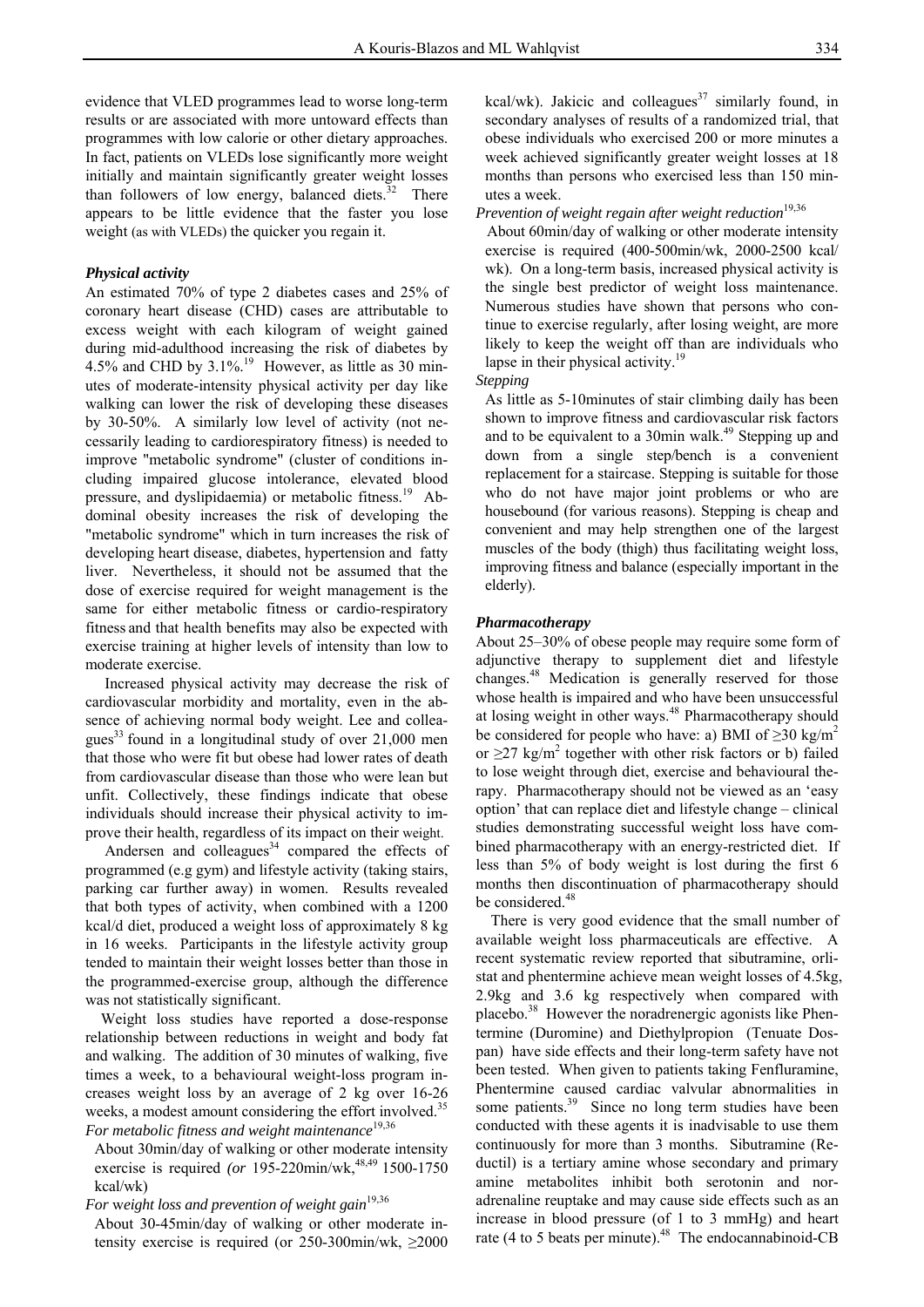evidence that VLED programmes lead to worse long-term results or are associated with more untoward effects than programmes with low calorie or other dietary approaches. In fact, patients on VLEDs lose significantly more weight initially and maintain significantly greater weight losses than followers of low energy, balanced diets.[32] There appears to be little evidence that the faster you lose weight (as with VLEDs) the quicker you regain it.

### *Physical activity*

An estimated 70% of type 2 diabetes cases and 25% of coronary heart disease (CHD) cases are attributable to excess weight with each kilogram of weight gained during mid-adulthood increasing the risk of diabetes by 4.5% and CHD by 3.1%.[19] However, as little as 30 minutes of moderate-intensity physical activity per day like walking can lower the risk of developing these diseases by 30-50%. A similarly low level of activity (not necessarily leading to cardiorespiratory fitness) is needed to improve "metabolic syndrome" (cluster of conditions including impaired glucose intolerance, elevated blood pressure, and dyslipidaemia) or metabolic fitness.[19] Abdominal obesity increases the risk of developing the "metabolic syndrome" which in turn increases the risk of developing heart disease, diabetes, hypertension and fatty liver. Nevertheless, it should not be assumed that the dose of exercise required for weight management is the same for either metabolic fitness or cardio-respiratory fitness and that health benefits may also be expected with exercise training at higher levels of intensity than low to moderate exercise.

Increased physical activity may decrease the risk of cardiovascular morbidity and mortality, even in the absence of achieving normal body weight. Lee and colleagues[33] found in a longitudinal study of over 21,000 men that those who were fit but obese had lower rates of death from cardiovascular disease than those who were lean but unfit. Collectively, these findings indicate that obese individuals should increase their physical activity to improve their health, regardless of its impact on their weight.

Andersen and colleagues[34] compared the effects of programmed (e.g gym) and lifestyle activity (taking stairs, parking car further away) in women. Results revealed that both types of activity, when combined with a 1200 kcal/d diet, produced a weight loss of approximately 8 kg in 16 weeks. Participants in the lifestyle activity group tended to maintain their weight losses better than those in the programmed-exercise group, although the difference was not statistically significant.

Weight loss studies have reported a dose-response relationship between reductions in weight and body fat and walking. The addition of 30 minutes of walking, five times a week, to a behavioural weight-loss program increases weight loss by an average of 2 kg over 16-26 weeks, a modest amount considering the effort involved.[35]

*For metabolic fitness and weight maintenance*[19,36]

About 30min/day of walking or other moderate intensity exercise is required *(or* 195-220min/wk,[48,49] 1500-1750 kcal/wk)

*For weight loss and prevention of weight gain*[19,36]

About 30-45min/day of walking or other moderate intensity exercise is required (or 250-300min/wk, ≥2000 kcal/wk). Jakicic and colleagues[37] similarly found, in secondary analyses of results of a randomized trial, that obese individuals who exercised 200 or more minutes a week achieved significantly greater weight losses at 18 months than persons who exercised less than 150 minutes a week.

*Prevention of weight regain after weight reduction*[19,36]

About 60min/day of walking or other moderate intensity exercise is required (400-500min/wk, 2000-2500 kcal/wk). On a long-term basis, increased physical activity is the single best predictor of weight loss maintenance. Numerous studies have shown that persons who continue to exercise regularly, after losing weight, are more likely to keep the weight off than are individuals who lapse in their physical activity.[19]

*Stepping*

As little as 5-10minutes of stair climbing daily has been shown to improve fitness and cardiovascular risk factors and to be equivalent to a 30min walk.[49] Stepping up and down from a single step/bench is a convenient replacement for a staircase. Stepping is suitable for those who do not have major joint problems or who are housebound (for various reasons). Stepping is cheap and convenient and may help strengthen one of the largest muscles of the body (thigh) thus facilitating weight loss, improving fitness and balance (especially important in the elderly).

### *Pharmacotherapy*

About 25–30% of obese people may require some form of adjunctive therapy to supplement diet and lifestyle changes.[48] Medication is generally reserved for those whose health is impaired and who have been unsuccessful at losing weight in other ways.[48] Pharmacotherapy should be considered for people who have: a) BMI of ≥30 kg/m$^2$ or ≥27 kg/m$^2$ together with other risk factors or b) failed to lose weight through diet, exercise and behavioural therapy. Pharmacotherapy should not be viewed as an 'easy option' that can replace diet and lifestyle change – clinical studies demonstrating successful weight loss have combined pharmacotherapy with an energy-restricted diet. If less than 5% of body weight is lost during the first 6 months then discontinuation of pharmacotherapy should be considered.[48]

There is very good evidence that the small number of available weight loss pharmaceuticals are effective. A recent systematic review reported that sibutramine, orlistat and phentermine achieve mean weight losses of 4.5kg, 2.9kg and 3.6 kg respectively when compared with placebo.[38] However the noradrenergic agonists like Phentermine (Duromine) and Diethylpropion (Tenuate Dospan) have side effects and their long-term safety have not been tested. When given to patients taking Fenfluramine, Phentermine caused cardiac valvular abnormalities in some patients.[39] Since no long term studies have been conducted with these agents it is inadvisable to use them continuously for more than 3 months. Sibutramine (Reductil) is a tertiary amine whose secondary and primary amine metabolites inhibit both serotonin and noradrenaline reuptake and may cause side effects such as an increase in blood pressure (of 1 to 3 mmHg) and heart rate (4 to 5 beats per minute).[48] The endocannabinoid-CB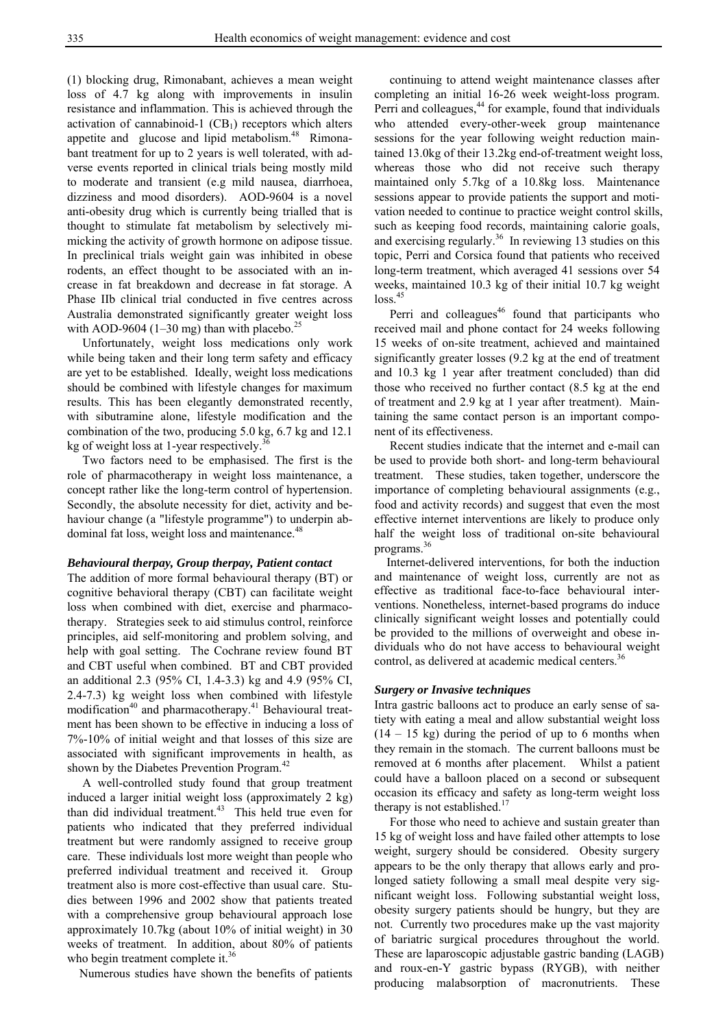(1) blocking drug, Rimonabant, achieves a mean weight loss of 4.7 kg along with improvements in insulin resistance and inflammation. This is achieved through the activation of cannabinoid-1 ($CB_1$) receptors which alters appetite and glucose and lipid metabolism.[48] Rimonabant treatment for up to 2 years is well tolerated, with adverse events reported in clinical trials being mostly mild to moderate and transient (e.g mild nausea, diarrhoea, dizziness and mood disorders). AOD-9604 is a novel anti-obesity drug which is currently being trialled that is thought to stimulate fat metabolism by selectively mimicking the activity of growth hormone on adipose tissue. In preclinical trials weight gain was inhibited in obese rodents, an effect thought to be associated with an increase in fat breakdown and decrease in fat storage. A Phase IIb clinical trial conducted in five centres across Australia demonstrated significantly greater weight loss with AOD-9604 (1–30 mg) than with placebo.[25]

Unfortunately, weight loss medications only work while being taken and their long term safety and efficacy are yet to be established. Ideally, weight loss medications should be combined with lifestyle changes for maximum results. This has been elegantly demonstrated recently, with sibutramine alone, lifestyle modification and the combination of the two, producing 5.0 kg, 6.7 kg and 12.1 kg of weight loss at 1-year respectively.[36]

Two factors need to be emphasised. The first is the role of pharmacotherapy in weight loss maintenance, a concept rather like the long-term control of hypertension. Secondly, the absolute necessity for diet, activity and behaviour change (a "lifestyle programme") to underpin abdominal fat loss, weight loss and maintenance.[48]

### *Behavioural therpay, Group therpay, Patient contact*

The addition of more formal behavioural therapy (BT) or cognitive behavioral therapy (CBT) can facilitate weight loss when combined with diet, exercise and pharmacotherapy. Strategies seek to aid stimulus control, reinforce principles, aid self-monitoring and problem solving, and help with goal setting. The Cochrane review found BT and CBT useful when combined. BT and CBT provided an additional 2.3 (95% CI, 1.4-3.3) kg and 4.9 (95% CI, 2.4-7.3) kg weight loss when combined with lifestyle modification[40] and pharmacotherapy.[41] Behavioural treatment has been shown to be effective in inducing a loss of 7%-10% of initial weight and that losses of this size are associated with significant improvements in health, as shown by the Diabetes Prevention Program.[42]

A well-controlled study found that group treatment induced a larger initial weight loss (approximately 2 kg) than did individual treatment.[43] This held true even for patients who indicated that they preferred individual treatment but were randomly assigned to receive group care. These individuals lost more weight than people who preferred individual treatment and received it. Group treatment also is more cost-effective than usual care. Studies between 1996 and 2002 show that patients treated with a comprehensive group behavioural approach lose approximately 10.7kg (about 10% of initial weight) in 30 weeks of treatment. In addition, about 80% of patients who begin treatment complete it.[36]

Numerous studies have shown the benefits of patients continuing to attend weight maintenance classes after completing an initial 16-26 week weight-loss program. Perri and colleagues,[44] for example, found that individuals who attended every-other-week group maintenance sessions for the year following weight reduction maintained 13.0kg of their 13.2kg end-of-treatment weight loss, whereas those who did not receive such therapy maintained only 5.7kg of a 10.8kg loss. Maintenance sessions appear to provide patients the support and motivation needed to continue to practice weight control skills, such as keeping food records, maintaining calorie goals, and exercising regularly.[36] In reviewing 13 studies on this topic, Perri and Corsica found that patients who received long-term treatment, which averaged 41 sessions over 54 weeks, maintained 10.3 kg of their initial 10.7 kg weight loss.[45]

Perri and colleagues[46] found that participants who received mail and phone contact for 24 weeks following 15 weeks of on-site treatment, achieved and maintained significantly greater losses (9.2 kg at the end of treatment and 10.3 kg 1 year after treatment concluded) than did those who received no further contact (8.5 kg at the end of treatment and 2.9 kg at 1 year after treatment). Maintaining the same contact person is an important component of its effectiveness.

Recent studies indicate that the internet and e-mail can be used to provide both short- and long-term behavioural treatment. These studies, taken together, underscore the importance of completing behavioural assignments (e.g., food and activity records) and suggest that even the most effective internet interventions are likely to produce only half the weight loss of traditional on-site behavioural programs.[36]

Internet-delivered interventions, for both the induction and maintenance of weight loss, currently are not as effective as traditional face-to-face behavioural interventions. Nonetheless, internet-based programs do induce clinically significant weight losses and potentially could be provided to the millions of overweight and obese individuals who do not have access to behavioural weight control, as delivered at academic medical centers.[36]

### *Surgery or Invasive techniques*

Intra gastric balloons act to produce an early sense of satiety with eating a meal and allow substantial weight loss (14 – 15 kg) during the period of up to 6 months when they remain in the stomach. The current balloons must be removed at 6 months after placement. Whilst a patient could have a balloon placed on a second or subsequent occasion its efficacy and safety as long-term weight loss therapy is not established.[17]

For those who need to achieve and sustain greater than 15 kg of weight loss and have failed other attempts to lose weight, surgery should be considered. Obesity surgery appears to be the only therapy that allows early and prolonged satiety following a small meal despite very significant weight loss. Following substantial weight loss, obesity surgery patients should be hungry, but they are not. Currently two procedures make up the vast majority of bariatric surgical procedures throughout the world. These are laparoscopic adjustable gastric banding (LAGB) and roux-en-Y gastric bypass (RYGB), with neither producing malabsorption of macronutrients. These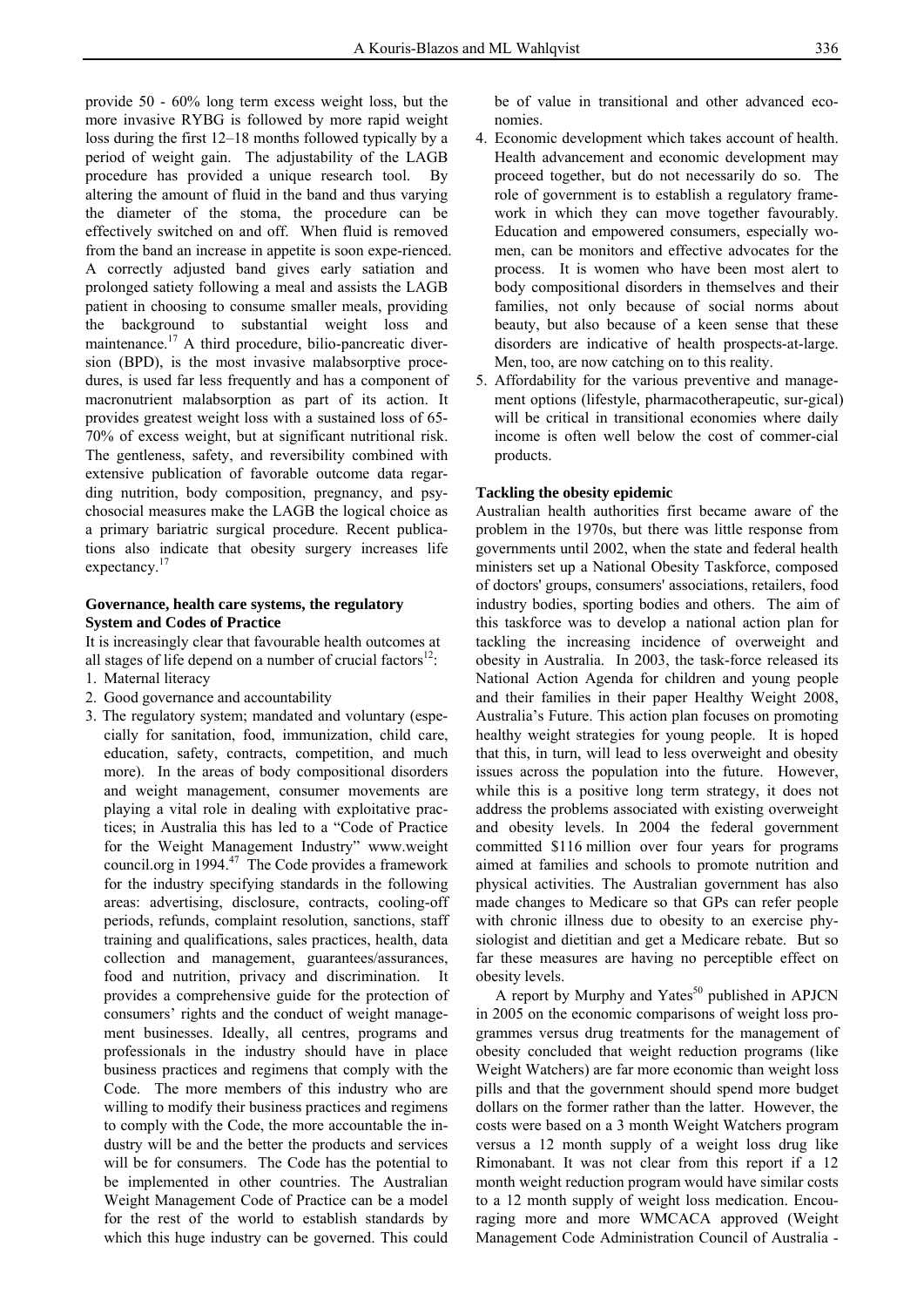provide 50 - 60% long term excess weight loss, but the more invasive RYBG is followed by more rapid weight loss during the first 12–18 months followed typically by a period of weight gain. The adjustability of the LAGB procedure has provided a unique research tool. By altering the amount of fluid in the band and thus varying the diameter of the stoma, the procedure can be effectively switched on and off. When fluid is removed from the band an increase in appetite is soon experienced. A correctly adjusted band gives early satiation and prolonged satiety following a meal and assists the LAGB patient in choosing to consume smaller meals, providing the background to substantial weight loss and maintenance.[17] A third procedure, bilio-pancreatic diversion (BPD), is the most invasive malabsorptive procedures, is used far less frequently and has a component of macronutrient malabsorption as part of its action. It provides greatest weight loss with a sustained loss of 65-70% of excess weight, but at significant nutritional risk. The gentleness, safety, and reversibility combined with extensive publication of favorable outcome data regarding nutrition, body composition, pregnancy, and psychosocial measures make the LAGB the logical choice as a primary bariatric surgical procedure. Recent publications also indicate that obesity surgery increases life expectancy.[17]

### Governance, health care systems, the regulatory System and Codes of Practice

It is increasingly clear that favourable health outcomes at all stages of life depend on a number of crucial factors[12]:

1. Maternal literacy
2. Good governance and accountability
3. The regulatory system; mandated and voluntary (especially for sanitation, food, immunization, child care, education, safety, contracts, competition, and much more). In the areas of body compositional disorders and weight management, consumer movements are playing a vital role in dealing with exploitative practices; in Australia this has led to a "Code of Practice for the Weight Management Industry" www.weightcouncil.org in 1994.[47] The Code provides a framework for the industry specifying standards in the following areas: advertising, disclosure, contracts, cooling-off periods, refunds, complaint resolution, sanctions, staff training and qualifications, sales practices, health, data collection and management, guarantees/assurances, food and nutrition, privacy and discrimination. It provides a comprehensive guide for the protection of consumers' rights and the conduct of weight management businesses. Ideally, all centres, programs and professionals in the industry should have in place business practices and regimens that comply with the Code. The more members of this industry who are willing to modify their business practices and regimens to comply with the Code, the more accountable the industry will be and the better the products and services will be for consumers. The Code has the potential to be implemented in other countries. The Australian Weight Management Code of Practice can be a model for the rest of the world to establish standards by which this huge industry can be governed. This could be of value in transitional and other advanced economies.
4. Economic development which takes account of health. Health advancement and economic development may proceed together, but do not necessarily do so. The role of government is to establish a regulatory framework in which they can move together favourably. Education and empowered consumers, especially women, can be monitors and effective advocates for the process. It is women who have been most alert to body compositional disorders in themselves and their families, not only because of social norms about beauty, but also because of a keen sense that these disorders are indicative of health prospects-at-large. Men, too, are now catching on to this reality.
5. Affordability for the various preventive and management options (lifestyle, pharmacotherapeutic, surgical) will be critical in transitional economies where daily income is often well below the cost of commercial products.

### Tackling the obesity epidemic

Australian health authorities first became aware of the problem in the 1970s, but there was little response from governments until 2002, when the state and federal health ministers set up a National Obesity Taskforce, composed of doctors' groups, consumers' associations, retailers, food industry bodies, sporting bodies and others. The aim of this taskforce was to develop a national action plan for tackling the increasing incidence of overweight and obesity in Australia. In 2003, the task-force released its National Action Agenda for children and young people and their families in their paper Healthy Weight 2008, Australia's Future. This action plan focuses on promoting healthy weight strategies for young people. It is hoped that this, in turn, will lead to less overweight and obesity issues across the population into the future. However, while this is a positive long term strategy, it does not address the problems associated with existing overweight and obesity levels. In 2004 the federal government committed \$116 million over four years for programs aimed at families and schools to promote nutrition and physical activities. The Australian government has also made changes to Medicare so that GPs can refer people with chronic illness due to obesity to an exercise physiologist and dietitian and get a Medicare rebate. But so far these measures are having no perceptible effect on obesity levels.

A report by Murphy and Yates[50] published in APJCN in 2005 on the economic comparisons of weight loss programmes versus drug treatments for the management of obesity concluded that weight reduction programs (like Weight Watchers) are far more economic than weight loss pills and that the government should spend more budget dollars on the former rather than the latter. However, the costs were based on a 3 month Weight Watchers program versus a 12 month supply of a weight loss drug like Rimonabant. It was not clear from this report if a 12 month weight reduction program would have similar costs to a 12 month supply of weight loss medication. Encouraging more and more WMCACA approved (Weight Management Code Administration Council of Australia -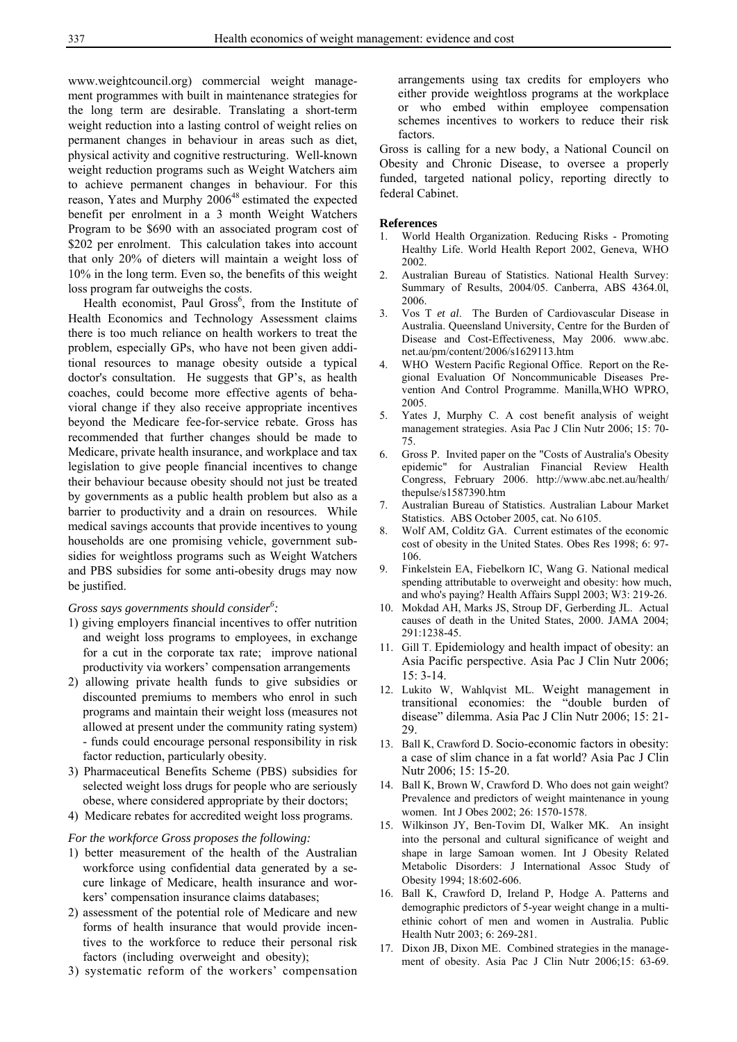www.weightcouncil.org) commercial weight management programmes with built in maintenance strategies for the long term are desirable. Translating a short-term weight reduction into a lasting control of weight relies on permanent changes in behaviour in areas such as diet, physical activity and cognitive restructuring. Well-known weight reduction programs such as Weight Watchers aim to achieve permanent changes in behaviour. For this reason, Yates and Murphy 2006[48] estimated the expected benefit per enrolment in a 3 month Weight Watchers Program to be \$690 with an associated program cost of \$202 per enrolment. This calculation takes into account that only 20% of dieters will maintain a weight loss of 10% in the long term. Even so, the benefits of this weight loss program far outweighs the costs.

Health economist, Paul Gross[6], from the Institute of Health Economics and Technology Assessment claims there is too much reliance on health workers to treat the problem, especially GPs, who have not been given additional resources to manage obesity outside a typical doctor's consultation. He suggests that GP's, as health coaches, could become more effective agents of behavioral change if they also receive appropriate incentives beyond the Medicare fee-for-service rebate. Gross has recommended that further changes should be made to Medicare, private health insurance, and workplace and tax legislation to give people financial incentives to change their behaviour because obesity should not just be treated by governments as a public health problem but also as a barrier to productivity and a drain on resources. While medical savings accounts that provide incentives to young households are one promising vehicle, government subsidies for weightloss programs such as Weight Watchers and PBS subsidies for some anti-obesity drugs may now be justified.

*Gross says governments should consider[6]:*

1) giving employers financial incentives to offer nutrition and weight loss programs to employees, in exchange for a cut in the corporate tax rate; improve national productivity via workers' compensation arrangements
2) allowing private health funds to give subsidies or discounted premiums to members who enrol in such programs and maintain their weight loss (measures not allowed at present under the community rating system) - funds could encourage personal responsibility in risk factor reduction, particularly obesity.
3) Pharmaceutical Benefits Scheme (PBS) subsidies for selected weight loss drugs for people who are seriously obese, where considered appropriate by their doctors;
4) Medicare rebates for accredited weight loss programs.

*For the workforce Gross proposes the following:*

1) better measurement of the health of the Australian workforce using confidential data generated by a secure linkage of Medicare, health insurance and workers' compensation insurance claims databases;
2) assessment of the potential role of Medicare and new forms of health insurance that would provide incentives to the workforce to reduce their personal risk factors (including overweight and obesity);
3) systematic reform of the workers' compensation arrangements using tax credits for employers who either provide weightloss programs at the workplace or who embed within employee compensation schemes incentives to workers to reduce their risk factors.

Gross is calling for a new body, a National Council on Obesity and Chronic Disease, to oversee a properly funded, targeted national policy, reporting directly to federal Cabinet.

## References

1. World Health Organization. Reducing Risks - Promoting Healthy Life. World Health Report 2002, Geneva, WHO 2002.
2. Australian Bureau of Statistics. National Health Survey: Summary of Results, 2004/05. Canberra, ABS 4364.0l, 2006.
3. Vos T *et al*. The Burden of Cardiovascular Disease in Australia. Queensland University, Centre for the Burden of Disease and Cost-Effectiveness, May 2006. www.abc.net.au/pm/content/2006/s1629113.htm
4. WHO Western Pacific Regional Office. Report on the Regional Evaluation Of Noncommunicable Diseases Prevention And Control Programme. Manilla,WHO WPRO, 2005.
5. Yates J, Murphy C. A cost benefit analysis of weight management strategies. Asia Pac J Clin Nutr 2006; 15: 70-75.
6. Gross P. Invited paper on the "Costs of Australia's Obesity epidemic" for Australian Financial Review Health Congress, February 2006. http://www.abc.net.au/health/thepulse/s1587390.htm
7. Australian Bureau of Statistics. Australian Labour Market Statistics. ABS October 2005, cat. No 6105.
8. Wolf AM, Colditz GA. Current estimates of the economic cost of obesity in the United States. Obes Res 1998; 6: 97-106.
9. Finkelstein EA, Fiebelkorn IC, Wang G. National medical spending attributable to overweight and obesity: how much, and who's paying? Health Affairs Suppl 2003; W3: 219-26.
10. Mokdad AH, Marks JS, Stroup DF, Gerberding JL. Actual causes of death in the United States, 2000. JAMA 2004; 291:1238-45.
11. Gill T. Epidemiology and health impact of obesity: an Asia Pacific perspective. Asia Pac J Clin Nutr 2006; 15: 3-14.
12. Lukito W, Wahlqvist ML. Weight management in transitional economies: the "double burden of disease" dilemma. Asia Pac J Clin Nutr 2006; 15: 21-29.
13. Ball K, Crawford D. Socio-economic factors in obesity: a case of slim chance in a fat world? Asia Pac J Clin Nutr 2006; 15: 15-20.
14. Ball K, Brown W, Crawford D. Who does not gain weight? Prevalence and predictors of weight maintenance in young women. Int J Obes 2002; 26: 1570-1578.
15. Wilkinson JY, Ben-Tovim DI, Walker MK. An insight into the personal and cultural significance of weight and shape in large Samoan women. Int J Obesity Related Metabolic Disorders: J International Assoc Study of Obesity 1994; 18:602-606.
16. Ball K, Crawford D, Ireland P, Hodge A. Patterns and demographic predictors of 5-year weight change in a multi-ethinic cohort of men and women in Australia. Public Health Nutr 2003; 6: 269-281.
17. Dixon JB, Dixon ME. Combined strategies in the management of obesity. Asia Pac J Clin Nutr 2006;15: 63-69.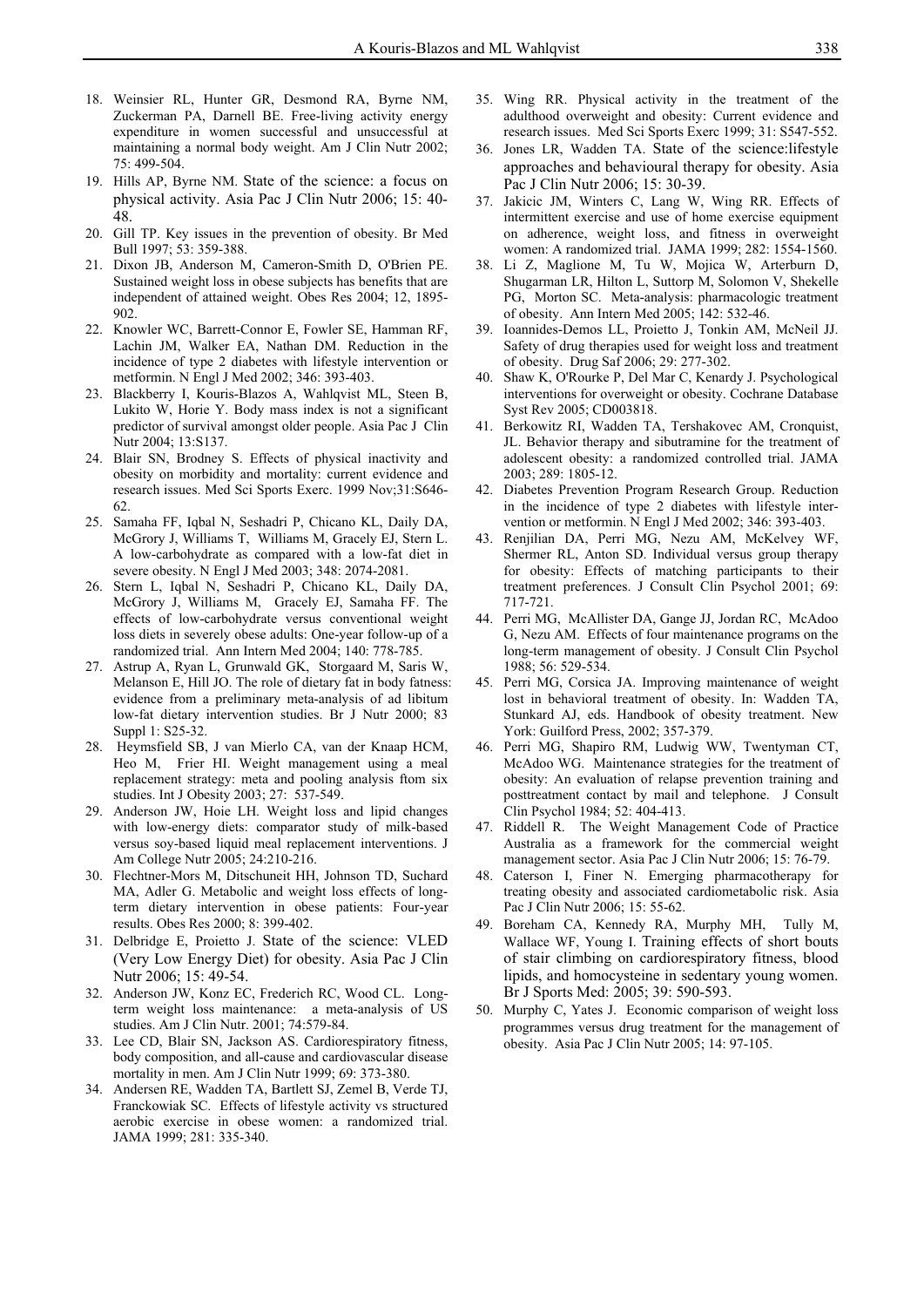18. Weinsier RL, Hunter GR, Desmond RA, Byrne NM, Zuckerman PA, Darnell BE. Free-living activity energy expenditure in women successful and unsuccessful at maintaining a normal body weight. Am J Clin Nutr 2002; 75: 499-504.
19. Hills AP, Byrne NM. State of the science: a focus on physical activity. Asia Pac J Clin Nutr 2006; 15: 40-48.
20. Gill TP. Key issues in the prevention of obesity. Br Med Bull 1997; 53: 359-388.
21. Dixon JB, Anderson M, Cameron-Smith D, O'Brien PE. Sustained weight loss in obese subjects has benefits that are independent of attained weight. Obes Res 2004; 12, 1895-902.
22. Knowler WC, Barrett-Connor E, Fowler SE, Hamman RF, Lachin JM, Walker EA, Nathan DM. Reduction in the incidence of type 2 diabetes with lifestyle intervention or metformin. N Engl J Med 2002; 346: 393-403.
23. Blackberry I, Kouris-Blazos A, Wahlqvist ML, Steen B, Lukito W, Horie Y. Body mass index is not a significant predictor of survival amongst older people. Asia Pac J Clin Nutr 2004; 13:S137.
24. Blair SN, Brodney S. Effects of physical inactivity and obesity on morbidity and mortality: current evidence and research issues. Med Sci Sports Exerc. 1999 Nov;31:S646-62.
25. Samaha FF, Iqbal N, Seshadri P, Chicano KL, Daily DA, McGrory J, Williams T, Williams M, Gracely EJ, Stern L. A low-carbohydrate as compared with a low-fat diet in severe obesity. N Engl J Med 2003; 348: 2074-2081.
26. Stern L, Iqbal N, Seshadri P, Chicano KL, Daily DA, McGrory J, Williams M, Gracely EJ, Samaha FF. The effects of low-carbohydrate versus conventional weight loss diets in severely obese adults: One-year follow-up of a randomized trial. Ann Intern Med 2004; 140: 778-785.
27. Astrup A, Ryan L, Grunwald GK, Storgaard M, Saris W, Melanson E, Hill JO. The role of dietary fat in body fatness: evidence from a preliminary meta-analysis of ad libitum low-fat dietary intervention studies. Br J Nutr 2000; 83 Suppl 1: S25-32.
28. Heymsfield SB, J van Mierlo CA, van der Knaap HCM, Heo M, Frier HI. Weight management using a meal replacement strategy: meta and pooling analysis ftom six studies. Int J Obesity 2003; 27: 537-549.
29. Anderson JW, Hoie LH. Weight loss and lipid changes with low-energy diets: comparator study of milk-based versus soy-based liquid meal replacement interventions. J Am College Nutr 2005; 24:210-216.
30. Flechtner-Mors M, Ditschuneit HH, Johnson TD, Suchard MA, Adler G. Metabolic and weight loss effects of long-term dietary intervention in obese patients: Four-year results. Obes Res 2000; 8: 399-402.
31. Delbridge E, Proietto J. State of the science: VLED (Very Low Energy Diet) for obesity. Asia Pac J Clin Nutr 2006; 15: 49-54.
32. Anderson JW, Konz EC, Frederich RC, Wood CL. Long-term weight loss maintenance: a meta-analysis of US studies. Am J Clin Nutr. 2001; 74:579-84.
33. Lee CD, Blair SN, Jackson AS. Cardiorespiratory fitness, body composition, and all-cause and cardiovascular disease mortality in men. Am J Clin Nutr 1999; 69: 373-380.
34. Andersen RE, Wadden TA, Bartlett SJ, Zemel B, Verde TJ, Franckowiak SC. Effects of lifestyle activity vs structured aerobic exercise in obese women: a randomized trial. JAMA 1999; 281: 335-340.
35. Wing RR. Physical activity in the treatment of the adulthood overweight and obesity: Current evidence and research issues. Med Sci Sports Exerc 1999; 31: S547-552.
36. Jones LR, Wadden TA. State of the science:lifestyle approaches and behavioural therapy for obesity. Asia Pac J Clin Nutr 2006; 15: 30-39.
37. Jakicic JM, Winters C, Lang W, Wing RR. Effects of intermittent exercise and use of home exercise equipment on adherence, weight loss, and fitness in overweight women: A randomized trial. JAMA 1999; 282: 1554-1560.
38. Li Z, Maglione M, Tu W, Mojica W, Arterburn D, Shugarman LR, Hilton L, Suttorp M, Solomon V, Shekelle PG, Morton SC. Meta-analysis: pharmacologic treatment of obesity. Ann Intern Med 2005; 142: 532-46.
39. Ioannides-Demos LL, Proietto J, Tonkin AM, McNeil JJ. Safety of drug therapies used for weight loss and treatment of obesity. Drug Saf 2006; 29: 277-302.
40. Shaw K, O'Rourke P, Del Mar C, Kenardy J. Psychological interventions for overweight or obesity. Cochrane Database Syst Rev 2005; CD003818.
41. Berkowitz RI, Wadden TA, Tershakovec AM, Cronquist, JL. Behavior therapy and sibutramine for the treatment of adolescent obesity: a randomized controlled trial. JAMA 2003; 289: 1805-12.
42. Diabetes Prevention Program Research Group. Reduction in the incidence of type 2 diabetes with lifestyle intervention or metformin. N Engl J Med 2002; 346: 393-403.
43. Renjilian DA, Perri MG, Nezu AM, McKelvey WF, Shermer RL, Anton SD. Individual versus group therapy for obesity: Effects of matching participants to their treatment preferences. J Consult Clin Psychol 2001; 69: 717-721.
44. Perri MG, McAllister DA, Gange JJ, Jordan RC, McAdoo G, Nezu AM. Effects of four maintenance programs on the long-term management of obesity. J Consult Clin Psychol 1988; 56: 529-534.
45. Perri MG, Corsica JA. Improving maintenance of weight lost in behavioral treatment of obesity. In: Wadden TA, Stunkard AJ, eds. Handbook of obesity treatment. New York: Guilford Press, 2002; 357-379.
46. Perri MG, Shapiro RM, Ludwig WW, Twentyman CT, McAdoo WG. Maintenance strategies for the treatment of obesity: An evaluation of relapse prevention training and posttreatment contact by mail and telephone. J Consult Clin Psychol 1984; 52: 404-413.
47. Riddell R. The Weight Management Code of Practice Australia as a framework for the commercial weight management sector. Asia Pac J Clin Nutr 2006; 15: 76-79.
48. Caterson I, Finer N. Emerging pharmacotherapy for treating obesity and associated cardiometabolic risk. Asia Pac J Clin Nutr 2006; 15: 55-62.
49. Boreham CA, Kennedy RA, Murphy MH, Tully M, Wallace WF, Young I. Training effects of short bouts of stair climbing on cardiorespiratory fitness, blood lipids, and homocysteine in sedentary young women. Br J Sports Med: 2005; 39: 590-593.
50. Murphy C, Yates J. Economic comparison of weight loss programmes versus drug treatment for the management of obesity. Asia Pac J Clin Nutr 2005; 14: 97-105.